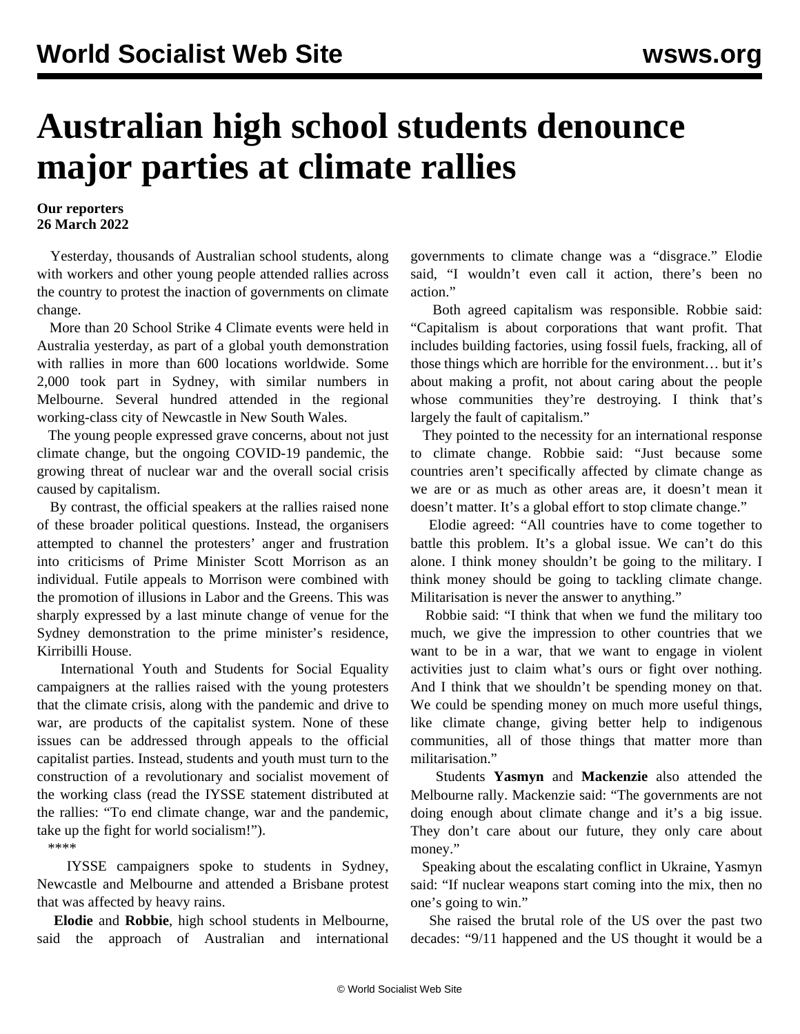# Australian high school students denounce major parties at climate rallies

**Our reporters**
**26 March 2022**

Yesterday, thousands of Australian school students, along with workers and other young people attended rallies across the country to protest the inaction of governments on climate change.

More than 20 School Strike 4 Climate events were held in Australia yesterday, as part of a global youth demonstration with rallies in more than 600 locations worldwide. Some 2,000 took part in Sydney, with similar numbers in Melbourne. Several hundred attended in the regional working-class city of Newcastle in New South Wales.

The young people expressed grave concerns, about not just climate change, but the ongoing COVID-19 pandemic, the growing threat of nuclear war and the overall social crisis caused by capitalism.

By contrast, the official speakers at the rallies raised none of these broader political questions. Instead, the organisers attempted to channel the protesters' anger and frustration into criticisms of Prime Minister Scott Morrison as an individual. Futile appeals to Morrison were combined with the promotion of illusions in Labor and the Greens. This was sharply expressed by a last minute change of venue for the Sydney demonstration to the prime minister's residence, Kirribilli House.

International Youth and Students for Social Equality campaigners at the rallies raised with the young protesters that the climate crisis, along with the pandemic and drive to war, are products of the capitalist system. None of these issues can be addressed through appeals to the official capitalist parties. Instead, students and youth must turn to the construction of a revolutionary and socialist movement of the working class (read the IYSSE statement distributed at the rallies: "To end climate change, war and the pandemic, take up the fight for world socialism!").

****

IYSSE campaigners spoke to students in Sydney, Newcastle and Melbourne and attended a Brisbane protest that was affected by heavy rains.

**Elodie** and **Robbie**, high school students in Melbourne, said the approach of Australian and international governments to climate change was a "disgrace." Elodie said, "I wouldn't even call it action, there's been no action."

Both agreed capitalism was responsible. Robbie said: "Capitalism is about corporations that want profit. That includes building factories, using fossil fuels, fracking, all of those things which are horrible for the environment… but it's about making a profit, not about caring about the people whose communities they're destroying. I think that's largely the fault of capitalism."

They pointed to the necessity for an international response to climate change. Robbie said: "Just because some countries aren't specifically affected by climate change as we are or as much as other areas are, it doesn't mean it doesn't matter. It's a global effort to stop climate change."

Elodie agreed: "All countries have to come together to battle this problem. It's a global issue. We can't do this alone. I think money shouldn't be going to the military. I think money should be going to tackling climate change. Militarisation is never the answer to anything."

Robbie said: "I think that when we fund the military too much, we give the impression to other countries that we want to be in a war, that we want to engage in violent activities just to claim what's ours or fight over nothing. And I think that we shouldn't be spending money on that. We could be spending money on much more useful things, like climate change, giving better help to indigenous communities, all of those things that matter more than militarisation."

Students **Yasmyn** and **Mackenzie** also attended the Melbourne rally. Mackenzie said: "The governments are not doing enough about climate change and it's a big issue. They don't care about our future, they only care about money."

Speaking about the escalating conflict in Ukraine, Yasmyn said: "If nuclear weapons start coming into the mix, then no one's going to win."

She raised the brutal role of the US over the past two decades: "9/11 happened and the US thought it would be a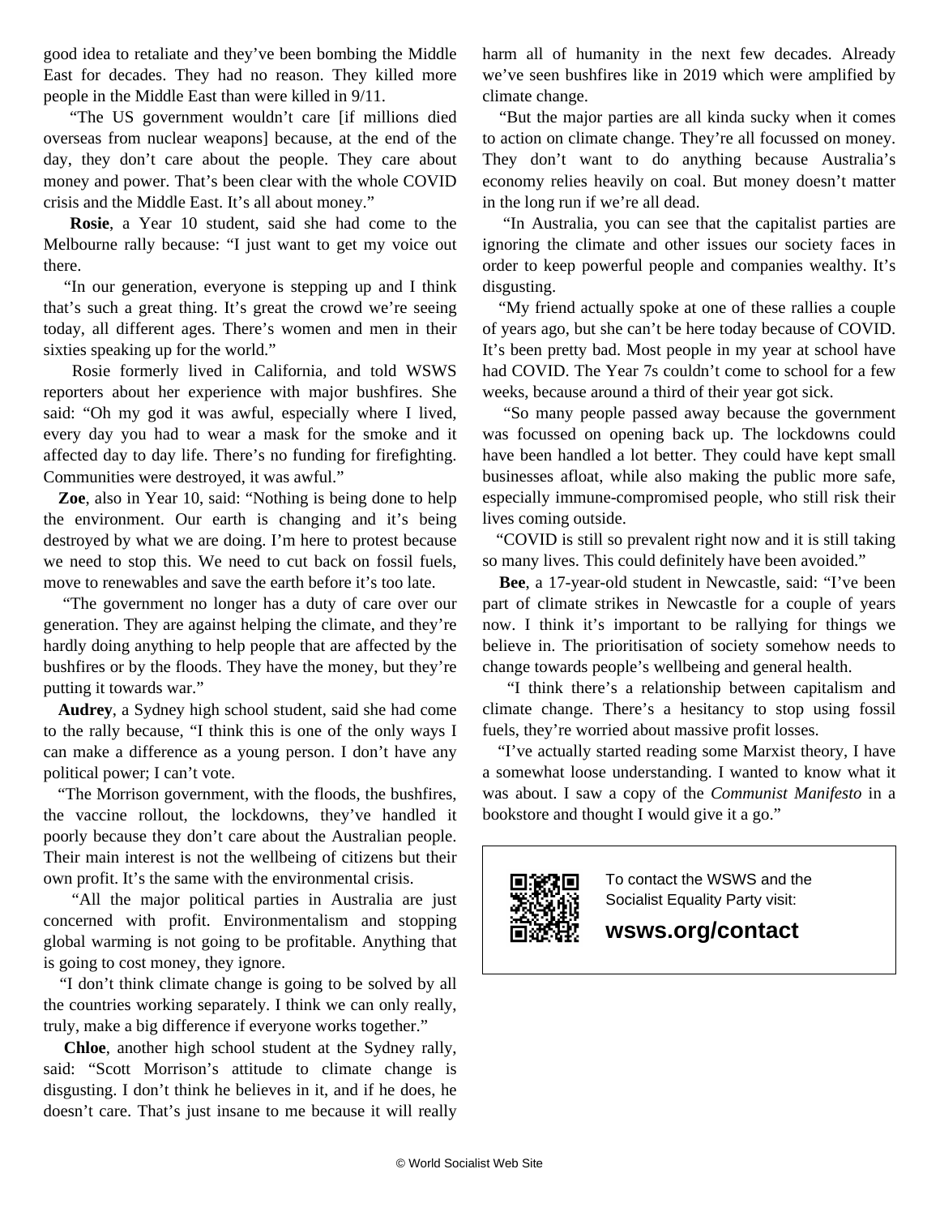good idea to retaliate and they've been bombing the Middle East for decades. They had no reason. They killed more people in the Middle East than were killed in 9/11.

"The US government wouldn't care [if millions died overseas from nuclear weapons] because, at the end of the day, they don't care about the people. They care about money and power. That's been clear with the whole COVID crisis and the Middle East. It's all about money."

**Rosie**, a Year 10 student, said she had come to the Melbourne rally because: "I just want to get my voice out there.

"In our generation, everyone is stepping up and I think that's such a great thing. It's great the crowd we're seeing today, all different ages. There's women and men in their sixties speaking up for the world."

Rosie formerly lived in California, and told WSWS reporters about her experience with major bushfires. She said: "Oh my god it was awful, especially where I lived, every day you had to wear a mask for the smoke and it affected day to day life. There's no funding for firefighting. Communities were destroyed, it was awful."

**Zoe**, also in Year 10, said: "Nothing is being done to help the environment. Our earth is changing and it's being destroyed by what we are doing. I'm here to protest because we need to stop this. We need to cut back on fossil fuels, move to renewables and save the earth before it's too late.

"The government no longer has a duty of care over our generation. They are against helping the climate, and they're hardly doing anything to help people that are affected by the bushfires or by the floods. They have the money, but they're putting it towards war."

**Audrey**, a Sydney high school student, said she had come to the rally because, "I think this is one of the only ways I can make a difference as a young person. I don't have any political power; I can't vote.

"The Morrison government, with the floods, the bushfires, the vaccine rollout, the lockdowns, they've handled it poorly because they don't care about the Australian people. Their main interest is not the wellbeing of citizens but their own profit. It's the same with the environmental crisis.

"All the major political parties in Australia are just concerned with profit. Environmentalism and stopping global warming is not going to be profitable. Anything that is going to cost money, they ignore.

"I don't think climate change is going to be solved by all the countries working separately. I think we can only really, truly, make a big difference if everyone works together."

**Chloe**, another high school student at the Sydney rally, said: "Scott Morrison's attitude to climate change is disgusting. I don't think he believes in it, and if he does, he doesn't care. That's just insane to me because it will really harm all of humanity in the next few decades. Already we've seen bushfires like in 2019 which were amplified by climate change.

"But the major parties are all kinda sucky when it comes to action on climate change. They're all focussed on money. They don't want to do anything because Australia's economy relies heavily on coal. But money doesn't matter in the long run if we're all dead.

"In Australia, you can see that the capitalist parties are ignoring the climate and other issues our society faces in order to keep powerful people and companies wealthy. It's disgusting.

"My friend actually spoke at one of these rallies a couple of years ago, but she can't be here today because of COVID. It's been pretty bad. Most people in my year at school have had COVID. The Year 7s couldn't come to school for a few weeks, because around a third of their year got sick.

"So many people passed away because the government was focussed on opening back up. The lockdowns could have been handled a lot better. They could have kept small businesses afloat, while also making the public more safe, especially immune-compromised people, who still risk their lives coming outside.

"COVID is still so prevalent right now and it is still taking so many lives. This could definitely have been avoided."

**Bee**, a 17-year-old student in Newcastle, said: "I've been part of climate strikes in Newcastle for a couple of years now. I think it's important to be rallying for things we believe in. The prioritisation of society somehow needs to change towards people's wellbeing and general health.

"I think there's a relationship between capitalism and climate change. There's a hesitancy to stop using fossil fuels, they're worried about massive profit losses.

"I've actually started reading some Marxist theory, I have a somewhat loose understanding. I wanted to know what it was about. I saw a copy of the *Communist Manifesto* in a bookstore and thought I would give it a go."

To contact the WSWS and the Socialist Equality Party visit:

**wsws.org/contact**